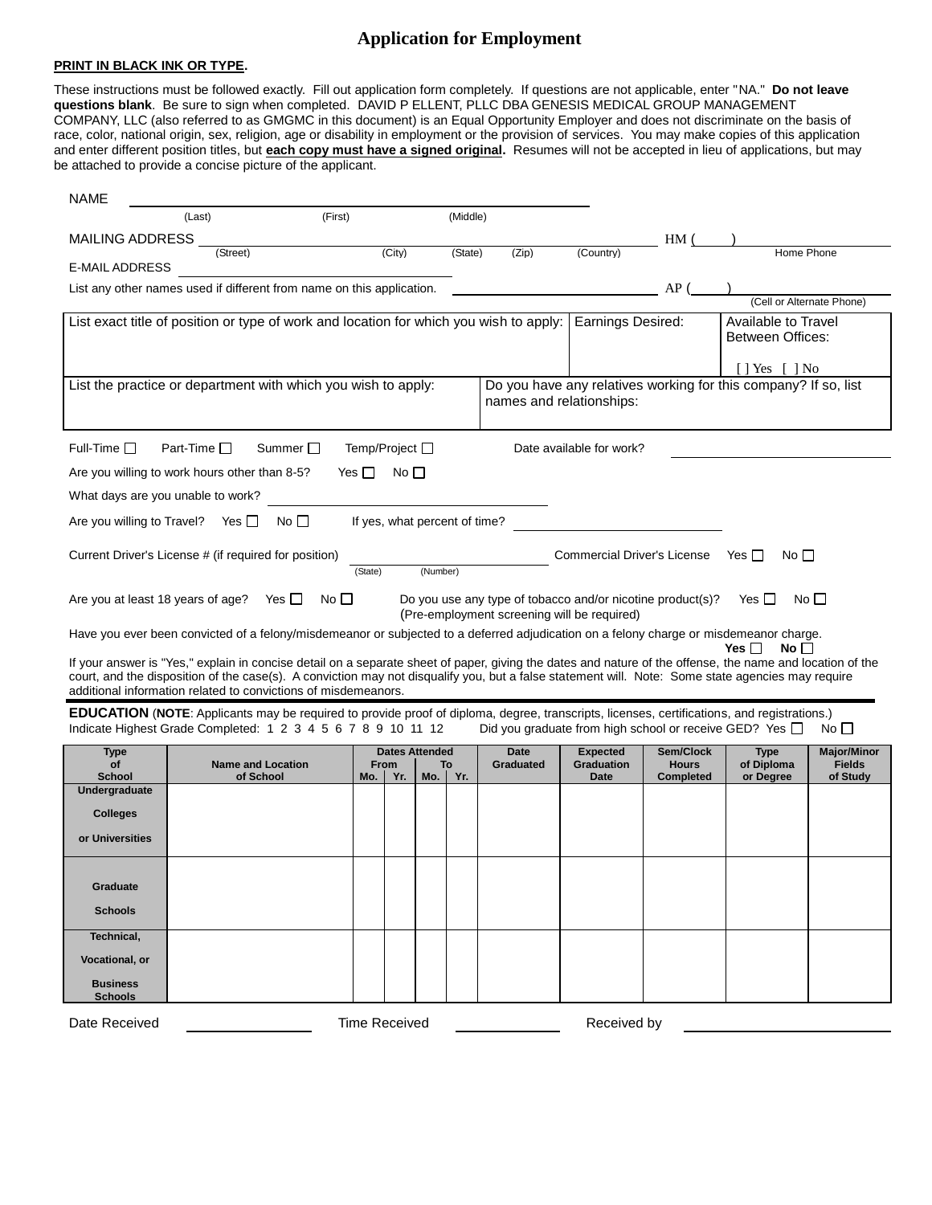# Application for Employment

**PRINT IN BLACK INK OR TYPE.**

These instructions must be followed exactly. Fill out application form completely. If questions are not applicable, enter "NA." **Do not leave questions blank**. Be sure to sign when completed. DAVID P ELLENT, PLLC DBA GENESIS MEDICAL GROUP MANAGEMENT COMPANY, LLC (also referred to as GMGMC in this document) is an Equal Opportunity Employer and does not discriminate on the basis of race, color, national origin, sex, religion, age or disability in employment or the provision of services. You may make copies of this application and enter different position titles, but **each copy must have a signed original.** Resumes will not be accepted in lieu of applications, but may be attached to provide a concise picture of the applicant.

NAME ______________________________
(Last) (First) (Middle)

MAILING ADDRESS ______________________________ HM ( ) ____________
(Street) (City) (State) (Zip) (Country) Home Phone

E-MAIL ADDRESS ______________________________

List any other names used if different from name on this application. ____________ AP ( ) ____________
(Cell or Alternate Phone)

| List exact title of position or type of work and location for which you wish to apply: | Earnings Desired: | Available to Travel Between Offices: [ ] Yes [ ] No |
|---|---|---|
| List the practice or department with which you wish to apply: | Do you have any relatives working for this company? If so, list names and relationships: | |

Full-Time ☐ Part-Time ☐ Summer ☐ Temp/Project ☐ Date available for work? ____________

Are you willing to work hours other than 8-5? Yes ☐ No ☐

What days are you unable to work? ____________

Are you willing to Travel? Yes ☐ No ☐ If yes, what percent of time? ____________

Current Driver's License # (if required for position) ____________ Commercial Driver's License Yes ☐ No ☐
(State) (Number)

Are you at least 18 years of age? Yes ☐ No ☐ Do you use any type of tobacco and/or nicotine product(s)? Yes ☐ No ☐
(Pre-employment screening will be required)

Have you ever been convicted of a felony/misdemeanor or subjected to a deferred adjudication on a felony charge or misdemeanor charge.
**Yes** ☐ **No** ☐

If your answer is "Yes," explain in concise detail on a separate sheet of paper, giving the dates and nature of the offense, the name and location of the court, and the disposition of the case(s). A conviction may not disqualify you, but a false statement will. Note: Some state agencies may require additional information related to convictions of misdemeanors.

**EDUCATION** (**NOTE**: Applicants may be required to provide proof of diploma, degree, transcripts, licenses, certifications, and registrations.)
Indicate Highest Grade Completed: 1 2 3 4 5 6 7 8 9 10 11 12 Did you graduate from high school or receive GED? Yes ☐ No ☐

| Type of School | Name and Location of School | Dates Attended From Mo. | From Yr. | To Mo. | To Yr. | Date Graduated | Expected Graduation Date | Sem/Clock Hours Completed | Type of Diploma or Degree | Major/Minor Fields of Study |
|---|---|---|---|---|---|---|---|---|---|---|
| Undergraduate Colleges or Universities | | | | | | | | | | |
| Graduate Schools | | | | | | | | | | |
| Technical, Vocational, or Business Schools | | | | | | | | | | |

Date Received ____________ Time Received ____________ Received by ____________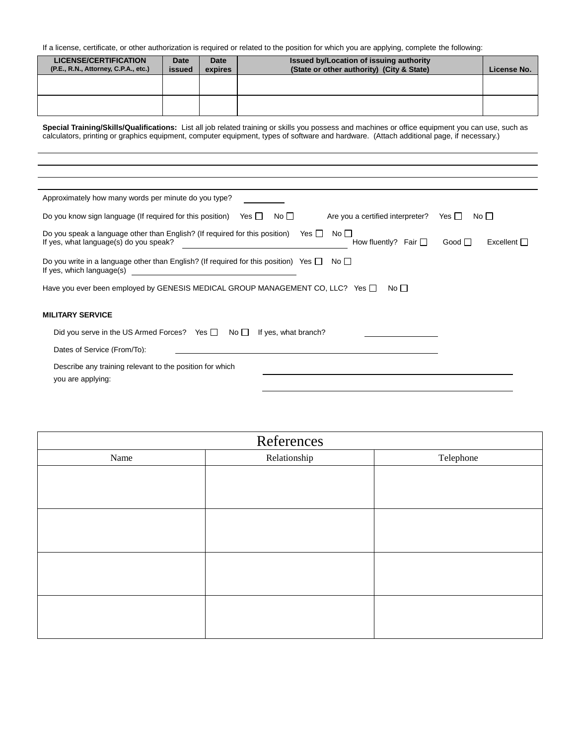If a license, certificate, or other authorization is required or related to the position for which you are applying, complete the following:

| LICENSE/CERTIFICATION (P.E., R.N., Attorney, C.P.A., etc.) | Date issued | Date expires | Issued by/Location of issuing authority (State or other authority) (City & State) | License No. |
|---|---|---|---|---|
| | | | | |
| | | | | |

**Special Training/Skills/Qualifications:** List all job related training or skills you possess and machines or office equipment you can use, such as calculators, printing or graphics equipment, computer equipment, types of software and hardware. (Attach additional page, if necessary.)

______________________________________________

______________________________________________

______________________________________________

______________________________________________

Approximately how many words per minute do you type? __________

Do you know sign language (If required for this position) Yes ☐ No ☐ Are you a certified interpreter? Yes ☐ No ☐

Do you speak a language other than English? (If required for this position) Yes ☐ No ☐
If yes, what language(s) do you speak? ______________________ How fluently? Fair ☐ Good ☐ Excellent ☐

Do you write in a language other than English? (If required for this position) Yes ☐ No ☐
If yes, which language(s) ______________________

Have you ever been employed by GENESIS MEDICAL GROUP MANAGEMENT CO, LLC? Yes ☐ No ☐

**MILITARY SERVICE**

Did you serve in the US Armed Forces? Yes ☐ No ☐ If yes, what branch? __________

Dates of Service (From/To): ______________________

Describe any training relevant to the position for which you are applying: ______________________

______________________

| References | | |
|---|---|---|
| Name | Relationship | Telephone |
| | | |
| | | |
| | | |
| | | |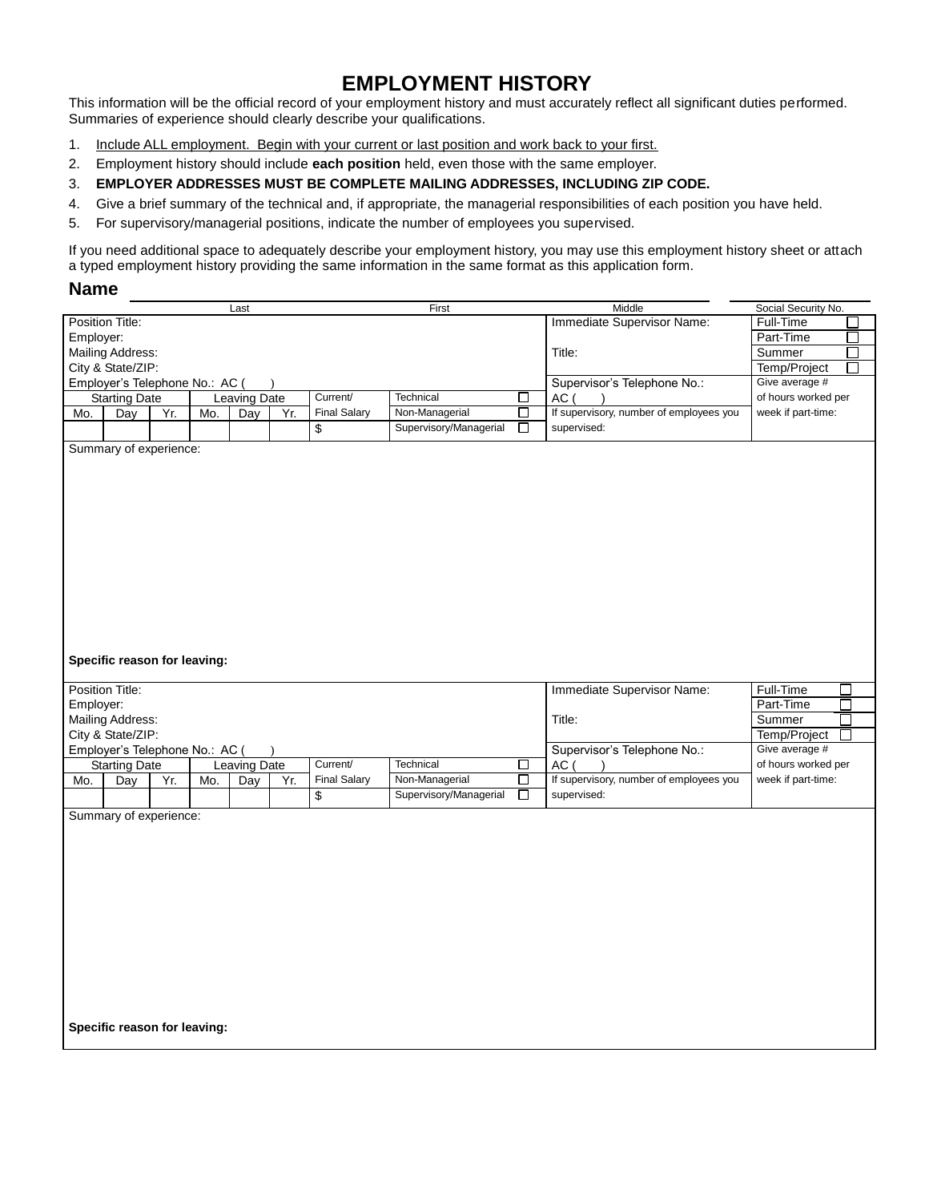# EMPLOYMENT HISTORY

This information will be the official record of your employment history and must accurately reflect all significant duties performed. Summaries of experience should clearly describe your qualifications.

1. Include ALL employment. Begin with your current or last position and work back to your first.
2. Employment history should include **each position** held, even those with the same employer.
3. **EMPLOYER ADDRESSES MUST BE COMPLETE MAILING ADDRESSES, INCLUDING ZIP CODE.**
4. Give a brief summary of the technical and, if appropriate, the managerial responsibilities of each position you have held.
5. For supervisory/managerial positions, indicate the number of employees you supervised.

If you need additional space to adequately describe your employment history, you may use this employment history sheet or attach a typed employment history providing the same information in the same format as this application form.

**Name**

| Last | First | Middle | Social Security No. |
|---|---|---|---|
| | | | |

| Position Title:<br>Employer:<br>Mailing Address:<br>City & State/ZIP:<br>Employer's Telephone No.: AC ( ) | | | | | | | | Immediate Supervisor Name:<br><br>Title: | Full-Time ☐<br>Part-Time ☐<br>Summer ☐<br>Temp/Project ☐ |
|---|---|---|---|---|---|---|---|---|---|
| Starting Date | | | Leaving Date | | | Current/ | Technical ☐ | Supervisor's Telephone No.:<br>AC ( ) | Give average # of hours worked per week if part-time: |
| Mo. | Day | Yr. | Mo. | Day | Yr. | Final Salary | Non-Managerial ☐ | If supervisory, number of employees you supervised: | |
| | | | | | | $ | Supervisory/Managerial ☐ | | |

Summary of experience:

**Specific reason for leaving:**

| Position Title:<br>Employer:<br>Mailing Address:<br>City & State/ZIP:<br>Employer's Telephone No.: AC ( ) | | | | | | | | Immediate Supervisor Name:<br><br>Title: | Full-Time ☐<br>Part-Time ☐<br>Summer ☐<br>Temp/Project ☐ |
|---|---|---|---|---|---|---|---|---|---|
| Starting Date | | | Leaving Date | | | Current/ | Technical ☐ | Supervisor's Telephone No.:<br>AC ( ) | Give average # of hours worked per week if part-time: |
| Mo. | Day | Yr. | Mo. | Day | Yr. | Final Salary | Non-Managerial ☐ | If supervisory, number of employees you supervised: | |
| | | | | | | $ | Supervisory/Managerial ☐ | | |

Summary of experience:

**Specific reason for leaving:**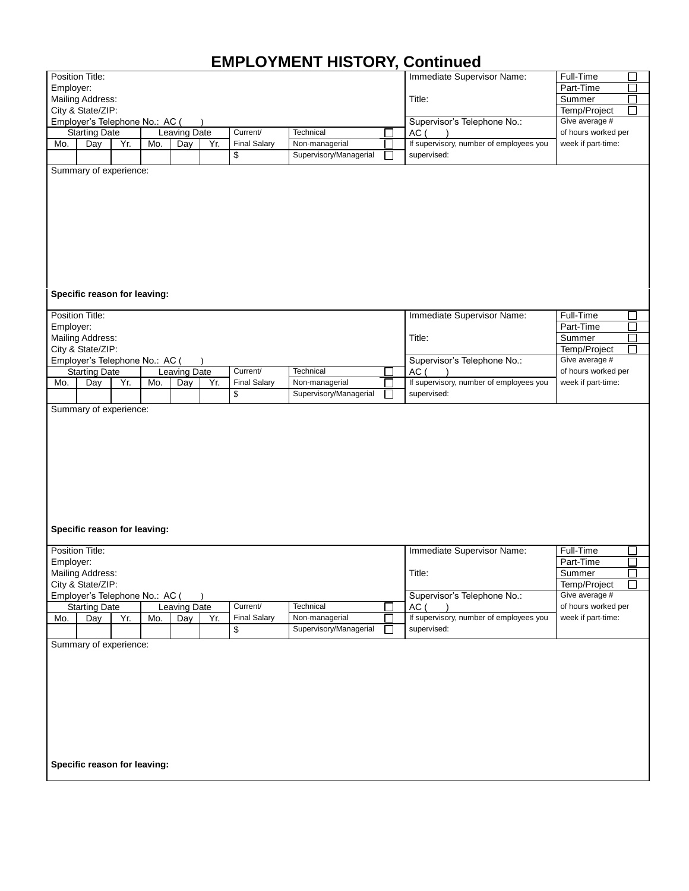# EMPLOYMENT HISTORY, Continued

| Position Title: | | | | | | | | Immediate Supervisor Name: | Full-Time ☐ |
|---|---|---|---|---|---|---|---|---|---|
| Employer: | | | | | | | | | Part-Time ☐ |
| Mailing Address: | | | | | | | | Title: | Summer ☐ |
| City & State/ZIP: | | | | | | | | | Temp/Project ☐ |
| Employer's Telephone No.: AC ( ) | | | | | | | | Supervisor's Telephone No.: | Give average # |
| Starting Date | | | Leaving Date | | | Current/ | Technical ☐ | AC ( ) | of hours worked per |
| Mo. | Day | Yr. | Mo. | Day | Yr. | Final Salary | Non-managerial ☐ | If supervisory, number of employees you | week if part-time: |
| | | | | | | $ | Supervisory/Managerial ☐ | supervised: | |

Summary of experience:

**Specific reason for leaving:**

| Position Title: | | | | | | | | Immediate Supervisor Name: | Full-Time ☐ |
|---|---|---|---|---|---|---|---|---|---|
| Employer: | | | | | | | | | Part-Time ☐ |
| Mailing Address: | | | | | | | | Title: | Summer ☐ |
| City & State/ZIP: | | | | | | | | | Temp/Project ☐ |
| Employer's Telephone No.: AC ( ) | | | | | | | | Supervisor's Telephone No.: | Give average # |
| Starting Date | | | Leaving Date | | | Current/ | Technical ☐ | AC ( ) | of hours worked per |
| Mo. | Day | Yr. | Mo. | Day | Yr. | Final Salary | Non-managerial ☐ | If supervisory, number of employees you | week if part-time: |
| | | | | | | $ | Supervisory/Managerial ☐ | supervised: | |

Summary of experience:

**Specific reason for leaving:**

| Position Title: | | | | | | | | Immediate Supervisor Name: | Full-Time ☐ |
|---|---|---|---|---|---|---|---|---|---|
| Employer: | | | | | | | | | Part-Time ☐ |
| Mailing Address: | | | | | | | | Title: | Summer ☐ |
| City & State/ZIP: | | | | | | | | | Temp/Project ☐ |
| Employer's Telephone No.: AC ( ) | | | | | | | | Supervisor's Telephone No.: | Give average # |
| Starting Date | | | Leaving Date | | | Current/ | Technical ☐ | AC ( ) | of hours worked per |
| Mo. | Day | Yr. | Mo. | Day | Yr. | Final Salary | Non-managerial ☐ | If supervisory, number of employees you | week if part-time: |
| | | | | | | $ | Supervisory/Managerial ☐ | supervised: | |

Summary of experience:

**Specific reason for leaving:**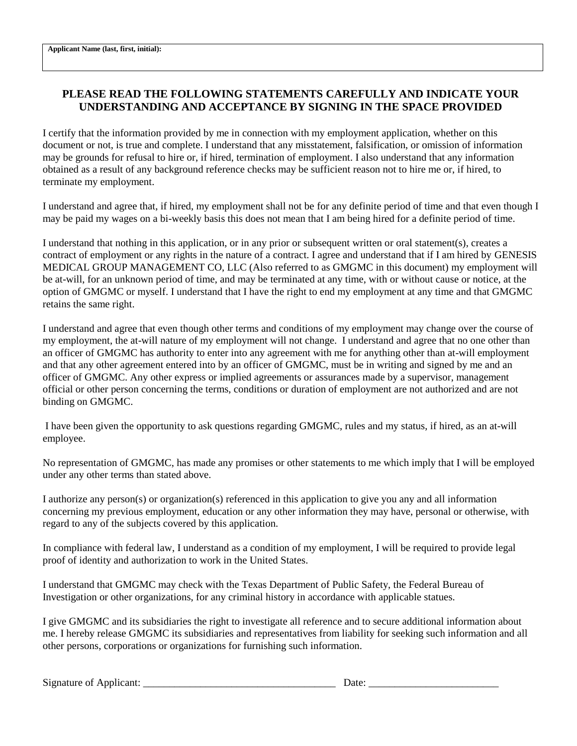**Applicant Name (last, first, initial):**

## PLEASE READ THE FOLLOWING STATEMENTS CAREFULLY AND INDICATE YOUR UNDERSTANDING AND ACCEPTANCE BY SIGNING IN THE SPACE PROVIDED

I certify that the information provided by me in connection with my employment application, whether on this document or not, is true and complete. I understand that any misstatement, falsification, or omission of information may be grounds for refusal to hire or, if hired, termination of employment. I also understand that any information obtained as a result of any background reference checks may be sufficient reason not to hire me or, if hired, to terminate my employment.

I understand and agree that, if hired, my employment shall not be for any definite period of time and that even though I may be paid my wages on a bi-weekly basis this does not mean that I am being hired for a definite period of time.

I understand that nothing in this application, or in any prior or subsequent written or oral statement(s), creates a contract of employment or any rights in the nature of a contract. I agree and understand that if I am hired by GENESIS MEDICAL GROUP MANAGEMENT CO, LLC (Also referred to as GMGMC in this document) my employment will be at-will, for an unknown period of time, and may be terminated at any time, with or without cause or notice, at the option of GMGMC or myself. I understand that I have the right to end my employment at any time and that GMGMC retains the same right.

I understand and agree that even though other terms and conditions of my employment may change over the course of my employment, the at-will nature of my employment will not change. I understand and agree that no one other than an officer of GMGMC has authority to enter into any agreement with me for anything other than at-will employment and that any other agreement entered into by an officer of GMGMC, must be in writing and signed by me and an officer of GMGMC. Any other express or implied agreements or assurances made by a supervisor, management official or other person concerning the terms, conditions or duration of employment are not authorized and are not binding on GMGMC.

I have been given the opportunity to ask questions regarding GMGMC, rules and my status, if hired, as an at-will employee.

No representation of GMGMC, has made any promises or other statements to me which imply that I will be employed under any other terms than stated above.

I authorize any person(s) or organization(s) referenced in this application to give you any and all information concerning my previous employment, education or any other information they may have, personal or otherwise, with regard to any of the subjects covered by this application.

In compliance with federal law, I understand as a condition of my employment, I will be required to provide legal proof of identity and authorization to work in the United States.

I understand that GMGMC may check with the Texas Department of Public Safety, the Federal Bureau of Investigation or other organizations, for any criminal history in accordance with applicable statues.

I give GMGMC and its subsidiaries the right to investigate all reference and to secure additional information about me. I hereby release GMGMC its subsidiaries and representatives from liability for seeking such information and all other persons, corporations or organizations for furnishing such information.

Signature of Applicant: _____________________________________ Date: _________________________